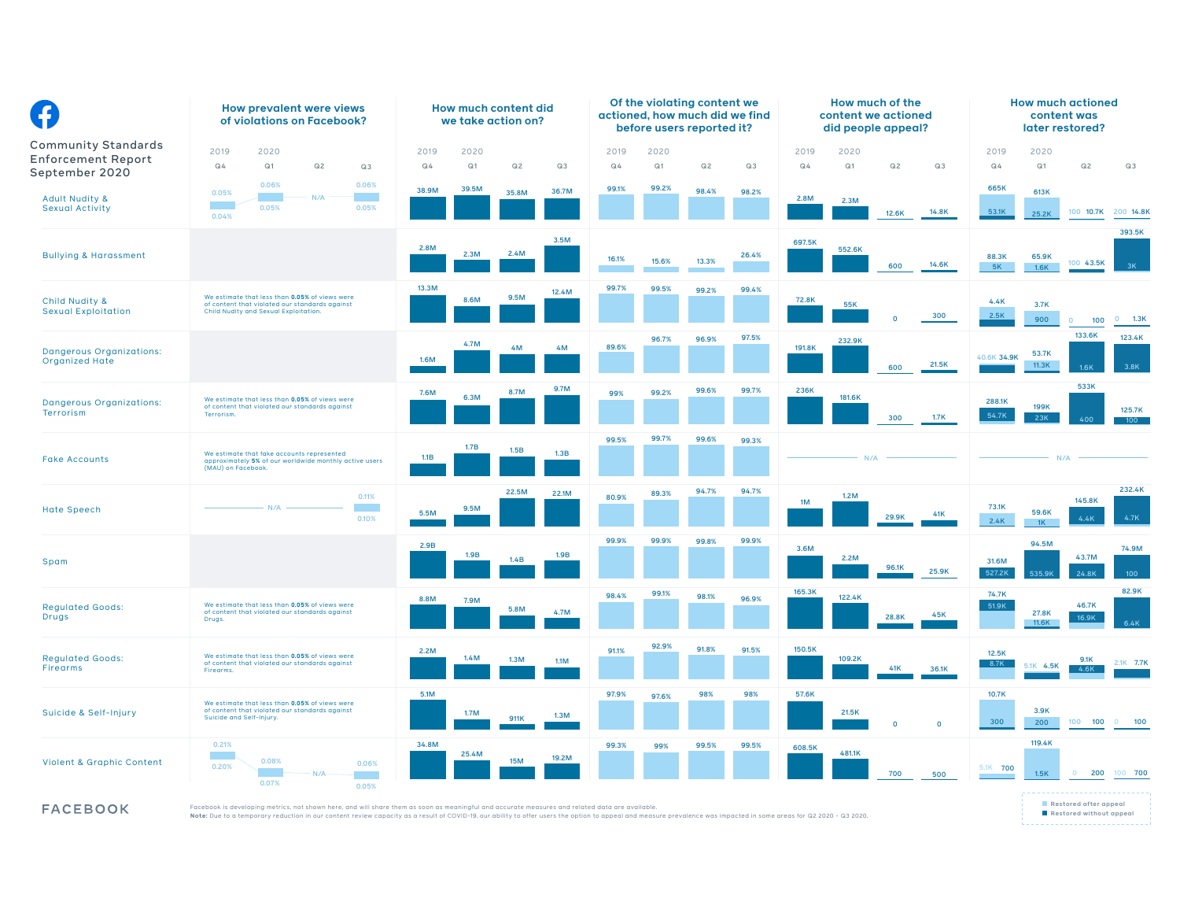# Community Standards Enforcement Report September 2020

## How prevalent were views of violations on Facebook?

| Policy area | 2019 Q4 | 2020 Q1 | 2020 Q2 | 2020 Q3 |
|---|---|---|---|---|
| Adult Nudity & Sexual Activity | 0.04% – 0.05% | 0.05% – 0.06% | N/A | 0.05% – 0.06% |
| Bullying & Harassment | | | | |
| Child Nudity & Sexual Exploitation | We estimate that less than **0.05%** of views were of content that violated our standards against Child Nudity and Sexual Exploitation. | | | |
| Dangerous Organizations: Organized Hate | | | | |
| Dangerous Organizations: Terrorism | We estimate that less than **0.05%** of views were of content that violated our standards against Terrorism. | | | |
| Fake Accounts | We estimate that fake accounts represented approximately **5%** of our worldwide monthly active users (MAU) on Facebook. | | | |
| Hate Speech | N/A | N/A | N/A | 0.10% – 0.11% |
| Spam | | | | |
| Regulated Goods: Drugs | We estimate that less than **0.05%** of views were of content that violated our standards against Drugs. | | | |
| Regulated Goods: Firearms | We estimate that less than **0.05%** of views were of content that violated our standards against Firearms. | | | |
| Suicide & Self-Injury | We estimate that less than **0.05%** of views were of content that violated our standards against Suicide and Self-Injury. | | | |
| Violent & Graphic Content | 0.20% – 0.21% | 0.07% – 0.08% | N/A | 0.05% – 0.06% |

## How much content did we take action on?

| Policy area | 2019 Q4 | 2020 Q1 | 2020 Q2 | 2020 Q3 |
|---|---|---|---|---|
| Adult Nudity & Sexual Activity | 38.9M | 39.5M | 35.8M | 36.7M |
| Bullying & Harassment | 2.8M | 2.3M | 2.4M | 3.5M |
| Child Nudity & Sexual Exploitation | 13.3M | 8.6M | 9.5M | 12.4M |
| Dangerous Organizations: Organized Hate | 1.6M | 4.7M | 4M | 4M |
| Dangerous Organizations: Terrorism | 7.6M | 6.3M | 8.7M | 9.7M |
| Fake Accounts | 1.1B | 1.7B | 1.5B | 1.3B |
| Hate Speech | 5.5M | 9.5M | 22.5M | 22.1M |
| Spam | 2.9B | 1.9B | 1.4B | 1.9B |
| Regulated Goods: Drugs | 8.8M | 7.9M | 5.8M | 4.7M |
| Regulated Goods: Firearms | 2.2M | 1.4M | 1.3M | 1.1M |
| Suicide & Self-Injury | 5.1M | 1.7M | 911K | 1.3M |
| Violent & Graphic Content | 34.8M | 25.4M | 15M | 19.2M |

## Of the violating content we actioned, how much did we find before users reported it?

| Policy area | 2019 Q4 | 2020 Q1 | 2020 Q2 | 2020 Q3 |
|---|---|---|---|---|
| Adult Nudity & Sexual Activity | 99.1% | 99.2% | 98.4% | 98.2% |
| Bullying & Harassment | 16.1% | 15.6% | 13.3% | 26.4% |
| Child Nudity & Sexual Exploitation | 99.7% | 99.5% | 99.2% | 99.4% |
| Dangerous Organizations: Organized Hate | 89.6% | 96.7% | 96.9% | 97.5% |
| Dangerous Organizations: Terrorism | 99% | 99.2% | 99.6% | 99.7% |
| Fake Accounts | 99.5% | 99.7% | 99.6% | 99.3% |
| Hate Speech | 80.9% | 89.3% | 94.7% | 94.7% |
| Spam | 99.9% | 99.9% | 99.8% | 99.9% |
| Regulated Goods: Drugs | 98.4% | 99.1% | 98.1% | 96.9% |
| Regulated Goods: Firearms | 91.1% | 92.9% | 91.8% | 91.5% |
| Suicide & Self-Injury | 97.9% | 97.6% | 98% | 98% |
| Violent & Graphic Content | 99.3% | 99% | 99.5% | 99.5% |

## How much of the content we actioned did people appeal?

| Policy area | 2019 Q4 | 2020 Q1 | 2020 Q2 | 2020 Q3 |
|---|---|---|---|---|
| Adult Nudity & Sexual Activity | 2.8M | 2.3M | 12.6K | 14.8K |
| Bullying & Harassment | 697.5K | 552.6K | 600 | 14.6K |
| Child Nudity & Sexual Exploitation | 72.8K | 55K | 0 | 300 |
| Dangerous Organizations: Organized Hate | 191.8K | 232.9K | 600 | 21.5K |
| Dangerous Organizations: Terrorism | 236K | 181.6K | 300 | 1.7K |
| Fake Accounts | N/A | N/A | N/A | N/A |
| Hate Speech | 1M | 1.2M | 29.9K | 41K |
| Spam | 3.6M | 2.2M | 96.1K | 25.9K |
| Regulated Goods: Drugs | 165.3K | 122.4K | 28.8K | 45K |
| Regulated Goods: Firearms | 150.5K | 109.2K | 41K | 36.1K |
| Suicide & Self-Injury | 57.6K | 21.5K | 0 | 0 |
| Violent & Graphic Content | 608.5K | 481.1K | 700 | 500 |

## How much actioned content was later restored?

Total restored (restored after appeal / restored without appeal)

| Policy area | 2019 Q4 | 2020 Q1 | 2020 Q2 | 2020 Q3 |
|---|---|---|---|---|
| Adult Nudity & Sexual Activity | 665K (53.1K) | 613K (25.2K) | 100 / 10.7K | 200 / 14.8K |
| Bullying & Harassment | 88.3K (5K) | 65.9K (1.6K) | 100 / 43.5K | 393.5K (3K) |
| Child Nudity & Sexual Exploitation | 4.4K (2.5K) | 3.7K (900) | 0 / 100 | 0 / 1.3K |
| Dangerous Organizations: Organized Hate | 40.6K / 34.9K | 53.7K (11.3K) | 133.6K (1.6K) | 123.4K (3.8K) |
| Dangerous Organizations: Terrorism | 288.1K (54.7K) | 199K (23K) | 533K (400) | 125.7K (100) |
| Fake Accounts | N/A | N/A | N/A | N/A |
| Hate Speech | 73.1K (2.4K) | 59.6K (1K) | 145.8K (4.4K) | 232.4K (4.7K) |
| Spam | 31.6M (527.2K) | 94.5M (535.9K) | 43.7M (24.8K) | 74.9M (100) |
| Regulated Goods: Drugs | 74.7K (51.9K) | 27.8K (11.6K) | 46.7K (16.9K) | 82.9K (6.4K) |
| Regulated Goods: Firearms | 12.5K (8.7K) | 5.1K / 4.5K | 9.1K (4.6K) | 2.1K / 7.7K |
| Suicide & Self-Injury | 10.7K (300) | 3.9K (200) | 100 / 100 | 0 / 100 |
| Violent & Graphic Content | 5.1K / 700 | 119.4K (1.5K) | 0 / 200 | 100 / 700 |

Legend: Restored after appeal; Restored without appeal

Facebook is developing metrics, not shown here, and will share them as soon as meaningful and accurate measures and related data are available.

**Note:** Due to a temporary reduction in our content review capacity as a result of COVID-19, our ability to offer users the option to appeal and measure prevalence was impacted in some areas for Q2 2020 - Q3 2020.

FACEBOOK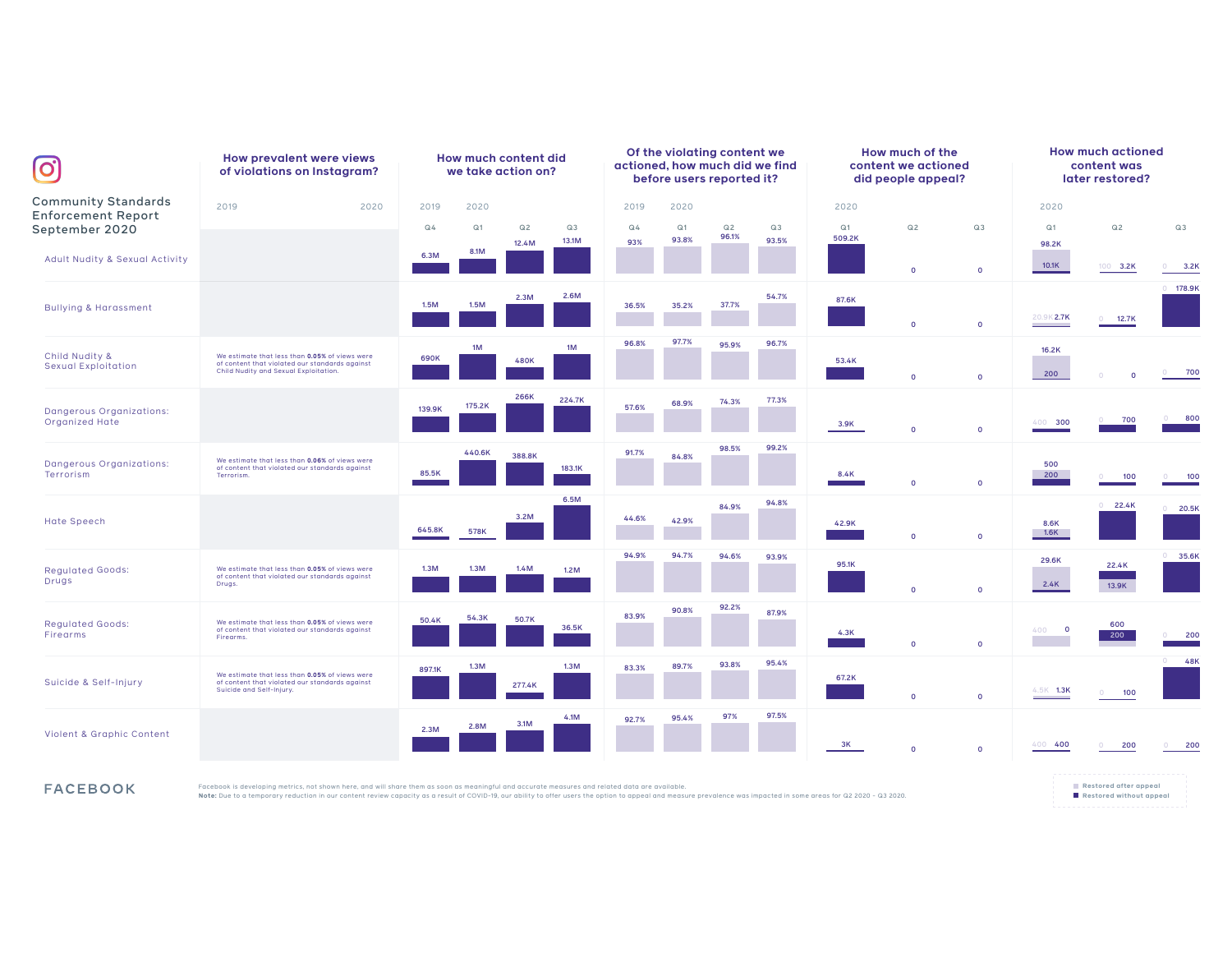Community Standards Enforcement Report September 2020

How prevalent were views of violations on Instagram?

2019 2020

How much content did we take action on?

2019 2020

Q4 Q1 Q2 Q3

Of the violating content we actioned, how much did we find before users reported it?

2019 2020

Q4 Q1 Q2 Q3

How much of the content we actioned did people appeal?

2020

Q1 Q2 Q3

How much actioned content was later restored?

2020

Q1 Q2 Q3

Adult Nudity & Sexual Activity

6.3M 8.1M 12.4M 13.1M

93% 93.8% 96.1% 93.5%

509.2K 0 0

98.2K 10.1K 100 3.2K 0 3.2K

Bullying & Harassment

1.5M 1.5M 2.3M 2.6M

36.5% 35.2% 37.7% 54.7%

87.6K 0 0

20.9K 2.7K 0 12.7K 0 178.9K

Child Nudity & Sexual Exploitation

We estimate that less than **0.05%** of views were of content that violated our standards against Child Nudity and Sexual Exploitation.

690K 1M 480K 1M

96.8% 97.7% 95.9% 96.7%

53.4K 0 0

16.2K 200 0 0 0 700

Dangerous Organizations: Organized Hate

139.9K 175.2K 266K 224.7K

57.6% 68.9% 74.3% 77.3%

3.9K 0 0

400 300 0 700 0 800

Dangerous Organizations: Terrorism

We estimate that less than **0.06%** of views were of content that violated our standards against Terrorism.

85.5K 440.6K 388.8K 183.1K

91.7% 84.8% 98.5% 99.2%

8.4K 0 0

500 200 0 100 0 100

Hate Speech

645.8K 578K 3.2M 6.5M

44.6% 42.9% 84.9% 94.8%

42.9K 0 0

8.6K 1.6K 0 22.4K 0 20.5K

Regulated Goods: Drugs

We estimate that less than **0.05%** of views were of content that violated our standards against Drugs.

1.3M 1.3M 1.4M 1.2M

94.9% 94.7% 94.6% 93.9%

95.1K 0 0

29.6K 2.4K 22.4K 13.9K 0 35.6K

Regulated Goods: Firearms

We estimate that less than **0.05%** of views were of content that violated our standards against Firearms.

50.4K 54.3K 50.7K 36.5K

83.9% 90.8% 92.2% 87.9%

4.3K 0 0

400 0 600 200 0 200

Suicide & Self-Injury

We estimate that less than **0.05%** of views were of content that violated our standards against Suicide and Self-Injury.

897.1K 1.3M 277.4K 1.3M

83.3% 89.7% 93.8% 95.4%

67.2K 0 0

4.5K 1.3K 0 100 0 48K

Violent & Graphic Content

2.3M 2.8M 3.1M 4.1M

92.7% 95.4% 97% 97.5%

3K 0 0

400 400 0 200 0 200

FACEBOOK

Facebook is developing metrics, not shown here, and will share them as soon as meaningful and accurate measures and related data are available.

**Note:** Due to a temporary reduction in our content review capacity as a result of COVID-19, our ability to offer users the option to appeal and measure prevalence was impacted in some areas for Q2 2020 - Q3 2020.

Restored after appeal

Restored without appeal